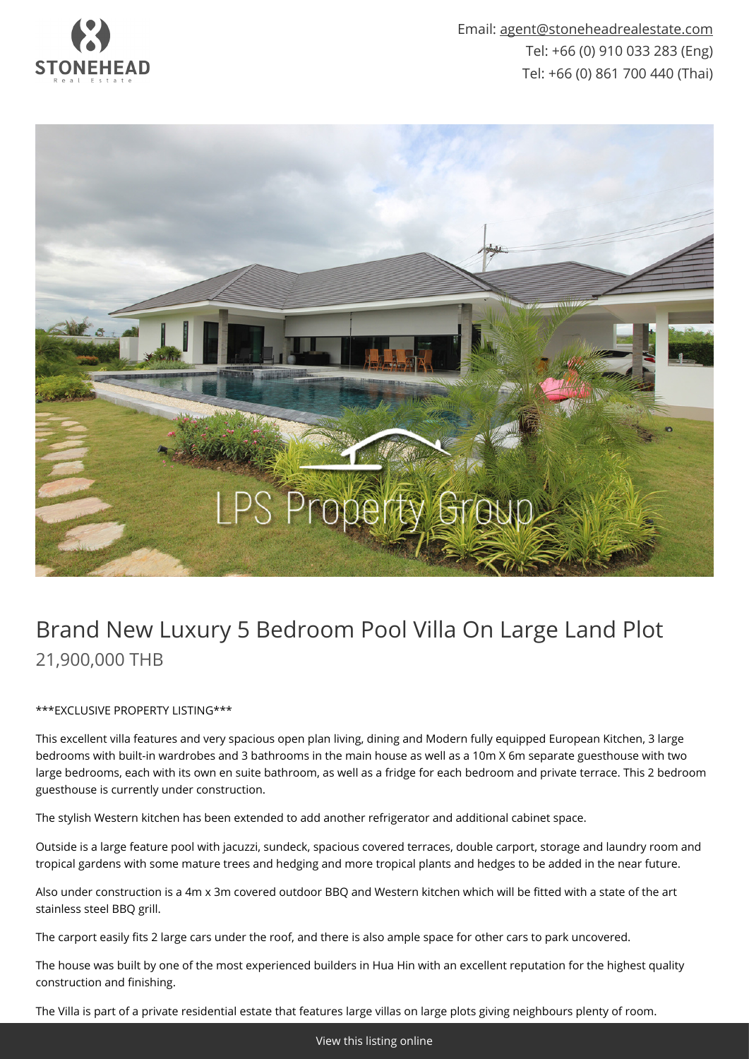Email: agent@stoneheadrealestate.com
Tel: +66 (0) 910 033 283 (Eng)
Tel: +66 (0) 861 700 440 (Thai)

# Brand New Luxury 5 Bedroom Pool Villa On Large Land Plot

## 21,900,000 THB

***EXCLUSIVE PROPERTY LISTING***

This excellent villa features and very spacious open plan living, dining and Modern fully equipped European Kitchen, 3 large bedrooms with built-in wardrobes and 3 bathrooms in the main house as well as a 10m X 6m separate guesthouse with two large bedrooms, each with its own en suite bathroom, as well as a fridge for each bedroom and private terrace. This 2 bedroom guesthouse is currently under construction.

The stylish Western kitchen has been extended to add another refrigerator and additional cabinet space.

Outside is a large feature pool with jacuzzi, sundeck, spacious covered terraces, double carport, storage and laundry room and tropical gardens with some mature trees and hedging and more tropical plants and hedges to be added in the near future.

Also under construction is a 4m x 3m covered outdoor BBQ and Western kitchen which will be fitted with a state of the art stainless steel BBQ grill.

The carport easily fits 2 large cars under the roof, and there is also ample space for other cars to park uncovered.

The house was built by one of the most experienced builders in Hua Hin with an excellent reputation for the highest quality construction and finishing.

The Villa is part of a private residential estate that features large villas on large plots giving neighbours plenty of room.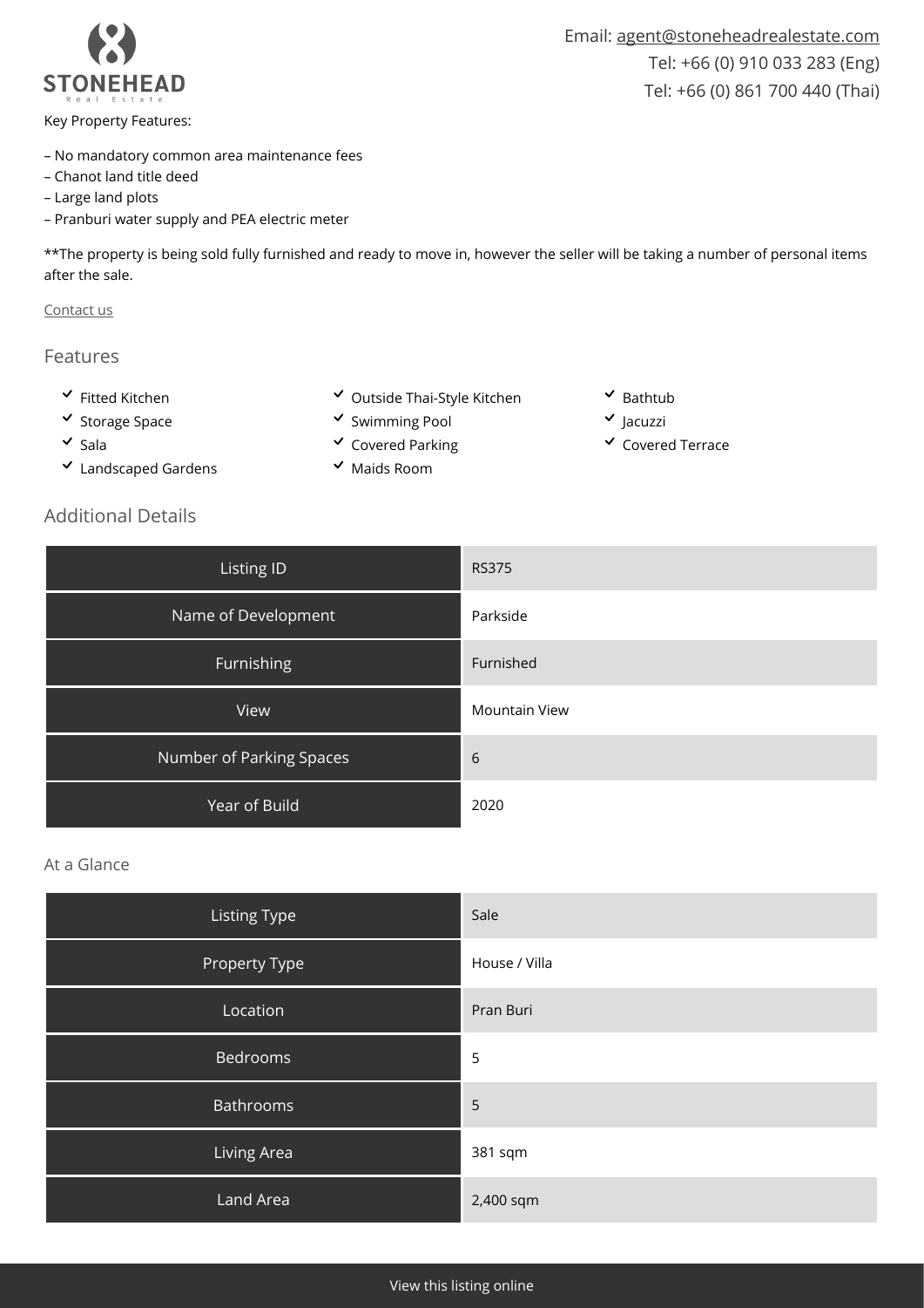Email: agent@stoneheadrealestate.com
Tel: +66 (0) 910 033 283 (Eng)
Tel: +66 (0) 861 700 440 (Thai)

Key Property Features:

– No mandatory common area maintenance fees
– Chanot land title deed
– Large land plots
– Pranburi water supply and PEA electric meter

**The property is being sold fully furnished and ready to move in, however the seller will be taking a number of personal items after the sale.

Contact us

## Features

- Fitted Kitchen
- Storage Space
- Sala
- Landscaped Gardens
- Outside Thai-Style Kitchen
- Swimming Pool
- Covered Parking
- Maids Room
- Bathtub
- Jacuzzi
- Covered Terrace

## Additional Details

| | |
|---|---|
| Listing ID | RS375 |
| Name of Development | Parkside |
| Furnishing | Furnished |
| View | Mountain View |
| Number of Parking Spaces | 6 |
| Year of Build | 2020 |

### At a Glance

| | |
|---|---|
| Listing Type | Sale |
| Property Type | House / Villa |
| Location | Pran Buri |
| Bedrooms | 5 |
| Bathrooms | 5 |
| Living Area | 381 sqm |
| Land Area | 2,400 sqm |

View this listing online